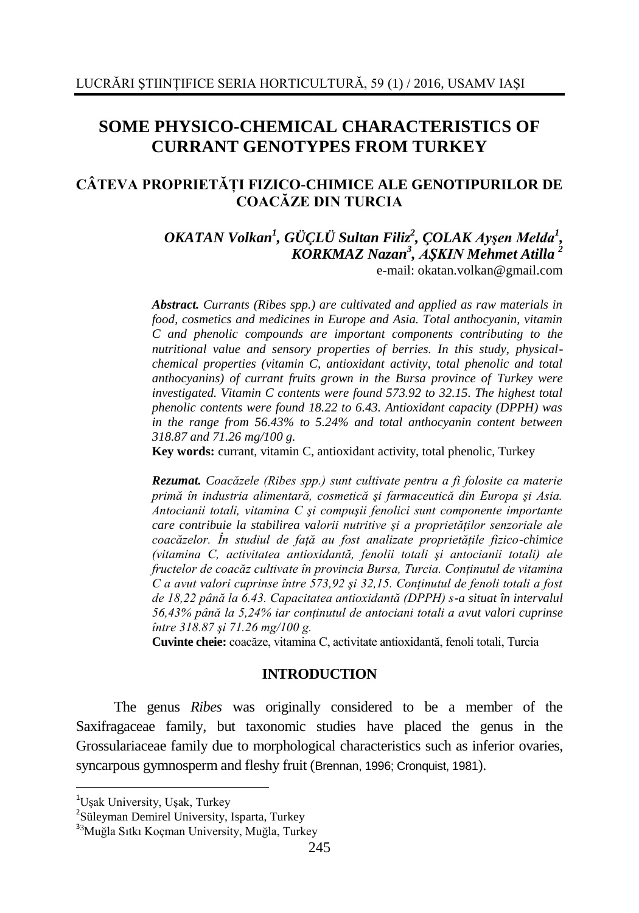# SOME PHYSICO-CHEMICAL CHARACTERISTICS OF CURRANT GENOTYPES FROM TURKEY

## CÂTEVA PROPRIETĂȚI FIZICO-CHIMICE ALE GENOTIPURILOR DE COACĂZE DIN TURCIA

***OKATAN Volkan[1], GÜÇLÜ Sultan Filiz[2], ÇOLAK Ayşen Melda[1], KORKMAZ Nazan[3], AŞKIN Mehmet Atilla[2]***

e-mail: okatan.volkan@gmail.com

***Abstract.*** *Currants (Ribes spp.) are cultivated and applied as raw materials in food, cosmetics and medicines in Europe and Asia. Total anthocyanin, vitamin C and phenolic compounds are important components contributing to the nutritional value and sensory properties of berries. In this study, physical-chemical properties (vitamin C, antioxidant activity, total phenolic and total anthocyanins) of currant fruits grown in the Bursa province of Turkey were investigated. Vitamin C contents were found 573.92 to 32.15. The highest total phenolic contents were found 18.22 to 6.43. Antioxidant capacity (DPPH) was in the range from 56.43% to 5.24% and total anthocyanin content between 318.87 and 71.26 mg/100 g.*

**Key words:** currant, vitamin C, antioxidant activity, total phenolic, Turkey

***Rezumat.*** *Coacăzele (Ribes spp.) sunt cultivate pentru a fi folosite ca materie primă în industria alimentară, cosmetică şi farmaceutică din Europa şi Asia. Antocianii totali, vitamina C şi compuşii fenolici sunt componente importante care contribuie la stabilirea valorii nutritive şi a proprietăților senzoriale ale coacăzelor. În studiul de față au fost analizate proprietățile fizico-chimice (vitamina C, activitatea antioxidantă, fenolii totali şi antocianii totali) ale fructelor de coacăz cultivate în provincia Bursa, Turcia. Conținutul de vitamina C a avut valori cuprinse între 573,92 şi 32,15. Conținutul de fenoli totali a fost de 18,22 până la 6.43. Capacitatea antioxidantă (DPPH) s-a situat în intervalul 56,43% până la 5,24% iar conținutul de antociani totali a avut valori cuprinse între 318.87 şi 71.26 mg/100 g.*

**Cuvinte cheie:** coacăze, vitamina C, activitate antioxidantă, fenoli totali, Turcia

## INTRODUCTION

The genus *Ribes* was originally considered to be a member of the Saxifragaceae family, but taxonomic studies have placed the genus in the Grossulariaceae family due to morphological characteristics such as inferior ovaries, syncarpous gymnosperm and fleshy fruit (Brennan, 1996; Cronquist, 1981).

---

[1] Uşak University, Uşak, Turkey

[2] Süleyman Demirel University, Isparta, Turkey

[3] Muğla Sıtkı Koçman University, Muğla, Turkey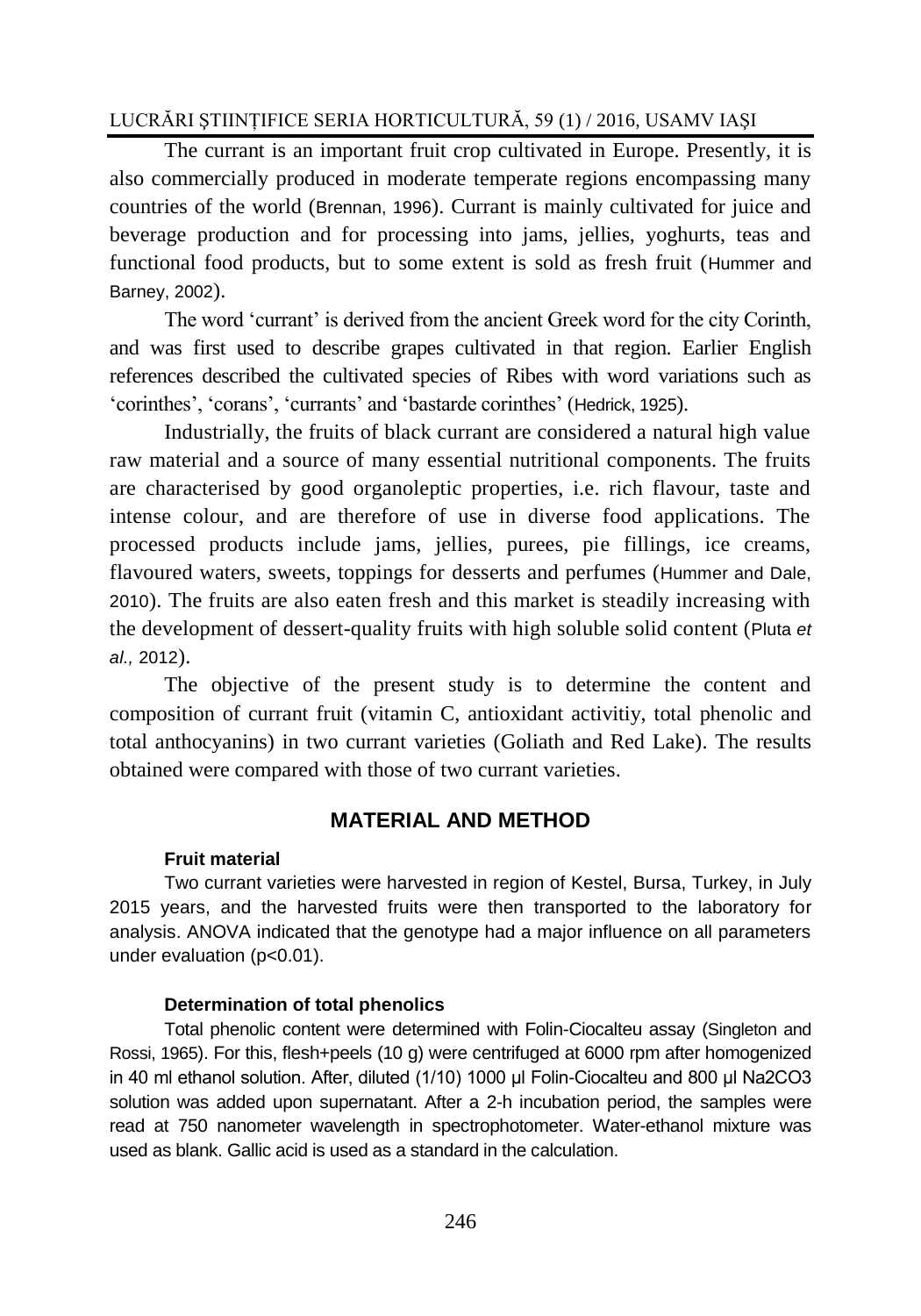The currant is an important fruit crop cultivated in Europe. Presently, it is also commercially produced in moderate temperate regions encompassing many countries of the world (Brennan, 1996). Currant is mainly cultivated for juice and beverage production and for processing into jams, jellies, yoghurts, teas and functional food products, but to some extent is sold as fresh fruit (Hummer and Barney, 2002).

The word 'currant' is derived from the ancient Greek word for the city Corinth, and was first used to describe grapes cultivated in that region. Earlier English references described the cultivated species of Ribes with word variations such as 'corinthes', 'corans', 'currants' and 'bastarde corinthes' (Hedrick, 1925).

Industrially, the fruits of black currant are considered a natural high value raw material and a source of many essential nutritional components. The fruits are characterised by good organoleptic properties, i.e. rich flavour, taste and intense colour, and are therefore of use in diverse food applications. The processed products include jams, jellies, purees, pie fillings, ice creams, flavoured waters, sweets, toppings for desserts and perfumes (Hummer and Dale, 2010). The fruits are also eaten fresh and this market is steadily increasing with the development of dessert-quality fruits with high soluble solid content (Pluta *et al.,* 2012).

The objective of the present study is to determine the content and composition of currant fruit (vitamin C, antioxidant activitiy, total phenolic and total anthocyanins) in two currant varieties (Goliath and Red Lake). The results obtained were compared with those of two currant varieties.

## MATERIAL AND METHOD

### Fruit material

Two currant varieties were harvested in region of Kestel, Bursa, Turkey, in July 2015 years, and the harvested fruits were then transported to the laboratory for analysis. ANOVA indicated that the genotype had a major influence on all parameters under evaluation ($p<0.01$).

### Determination of total phenolics

Total phenolic content were determined with Folin-Ciocalteu assay (Singleton and Rossi, 1965). For this, flesh+peels (10 g) were centrifuged at 6000 rpm after homogenized in 40 ml ethanol solution. After, diluted (1/10) 1000 µl Folin-Ciocalteu and 800 µl $Na_2CO_3$ solution was added upon supernatant. After a 2-h incubation period, the samples were read at 750 nanometer wavelength in spectrophotometer. Water-ethanol mixture was used as blank. Gallic acid is used as a standard in the calculation.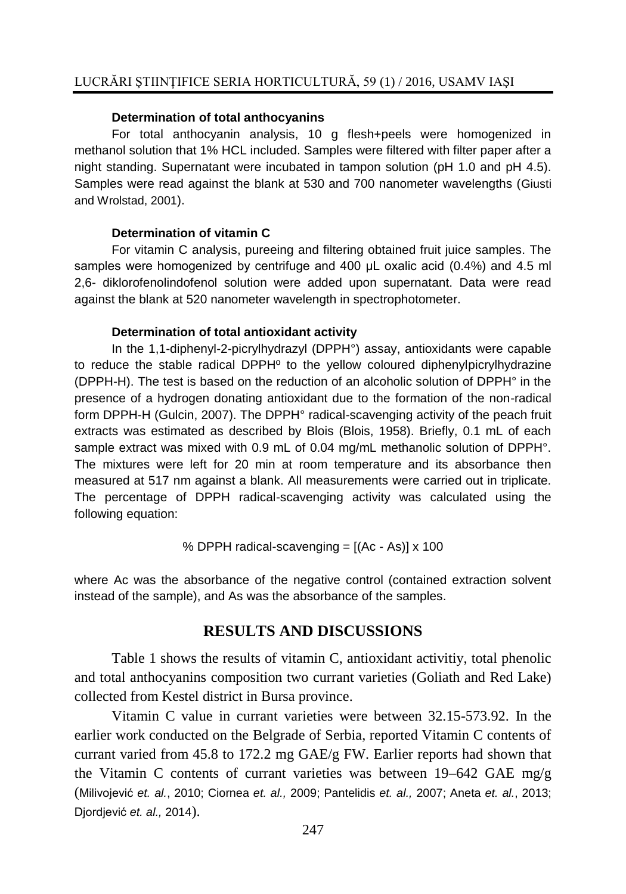### Determination of total anthocyanins

For total anthocyanin analysis, 10 g flesh+peels were homogenized in methanol solution that 1% HCL included. Samples were filtered with filter paper after a night standing. Supernatant were incubated in tampon solution (pH 1.0 and pH 4.5). Samples were read against the blank at 530 and 700 nanometer wavelengths (Giusti and Wrolstad, 2001).

### Determination of vitamin C

For vitamin C analysis, pureeing and filtering obtained fruit juice samples. The samples were homogenized by centrifuge and 400 µL oxalic acid (0.4%) and 4.5 ml 2,6- diklorofenolindofenol solution were added upon supernatant. Data were read against the blank at 520 nanometer wavelength in spectrophotometer.

### Determination of total antioxidant activity

In the 1,1-diphenyl-2-picrylhydrazyl (DPPH°) assay, antioxidants were capable to reduce the stable radical DPPHº to the yellow coloured diphenylpicrylhydrazine (DPPH-H). The test is based on the reduction of an alcoholic solution of DPPH° in the presence of a hydrogen donating antioxidant due to the formation of the non-radical form DPPH-H (Gulcin, 2007). The DPPH° radical-scavenging activity of the peach fruit extracts was estimated as described by Blois (Blois, 1958). Briefly, 0.1 mL of each sample extract was mixed with 0.9 mL of 0.04 mg/mL methanolic solution of DPPH°. The mixtures were left for 20 min at room temperature and its absorbance then measured at 517 nm against a blank. All measurements were carried out in triplicate. The percentage of DPPH radical-scavenging activity was calculated using the following equation:

$$\% \text{ DPPH radical-scavenging} = [(A_c - A_s)] \times 100$$

where Ac was the absorbance of the negative control (contained extraction solvent instead of the sample), and As was the absorbance of the samples.

## RESULTS AND DISCUSSIONS

Table 1 shows the results of vitamin C, antioxidant activitiy, total phenolic and total anthocyanins composition two currant varieties (Goliath and Red Lake) collected from Kestel district in Bursa province.

Vitamin C value in currant varieties were between 32.15-573.92. In the earlier work conducted on the Belgrade of Serbia, reported Vitamin C contents of currant varied from 45.8 to 172.2 mg GAE/g FW. Earlier reports had shown that the Vitamin C contents of currant varieties was between 19–642 GAE mg/g (Milivojević *et. al.*, 2010; Ciornea *et. al.,* 2009; Pantelidis *et. al.,* 2007; Aneta *et. al.*, 2013; Djordjević *et. al.,* 2014).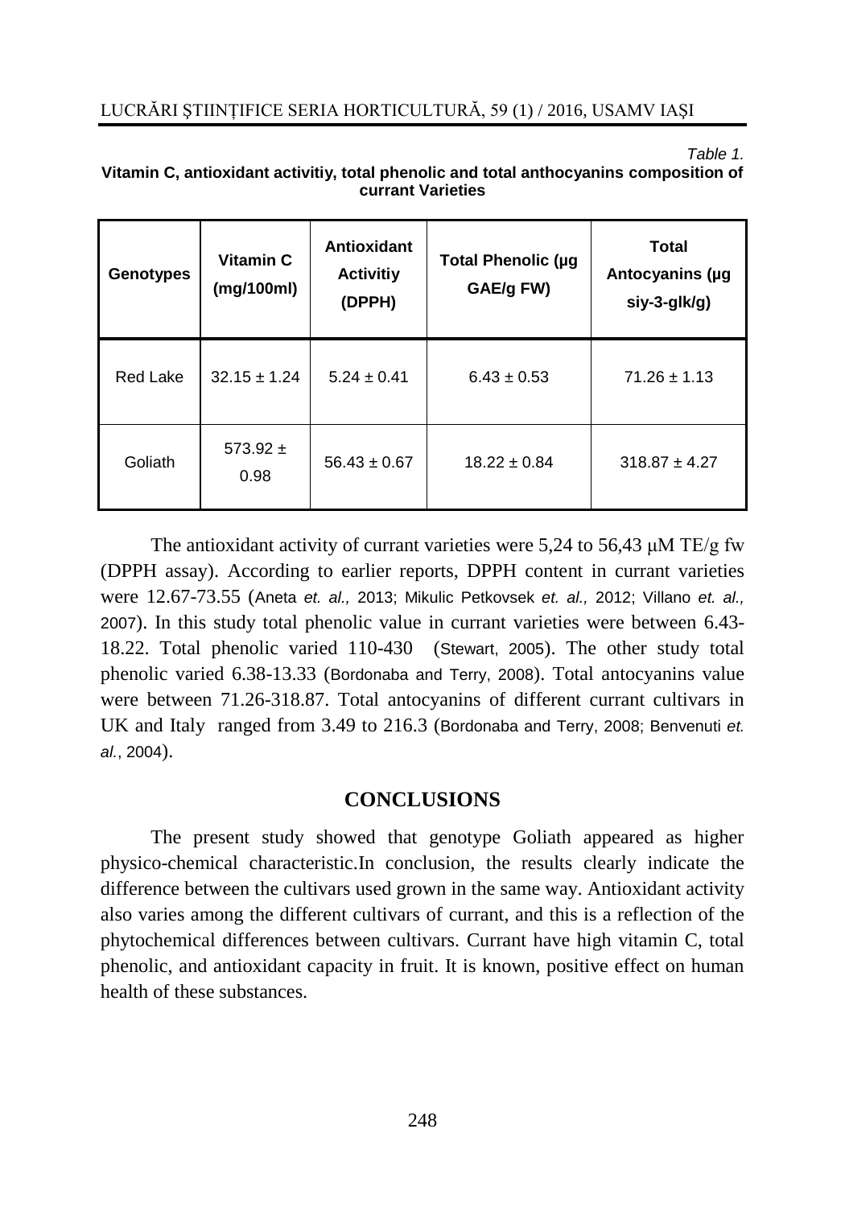Table 1.

**Vitamin C, antioxidant activitiy, total phenolic and total anthocyanins composition of currant Varieties**

| Genotypes | Vitamin C (mg/100ml) | Antioxidant Activitiy (DPPH) | Total Phenolic (µg GAE/g FW) | Total Antocyanins (µg siy-3-glk/g) |
|---|---|---|---|---|
| Red Lake | 32.15 ± 1.24 | 5.24 ± 0.41 | 6.43 ± 0.53 | 71.26 ± 1.13 |
| Goliath | 573.92 ± 0.98 | 56.43 ± 0.67 | 18.22 ± 0.84 | 318.87 ± 4.27 |

The antioxidant activity of currant varieties were 5,24 to 56,43 µM TE/g fw (DPPH assay). According to earlier reports, DPPH content in currant varieties were 12.67-73.55 (Aneta *et. al.,* 2013; Mikulic Petkovsek *et. al.,* 2012; Villano *et. al.,* 2007). In this study total phenolic value in currant varieties were between 6.43-18.22. Total phenolic varied 110-430 (Stewart, 2005). The other study total phenolic varied 6.38-13.33 (Bordonaba and Terry, 2008). Total antocyanins value were between 71.26-318.87. Total antocyanins of different currant cultivars in UK and Italy ranged from 3.49 to 216.3 (Bordonaba and Terry, 2008; Benvenuti *et. al.*, 2004).

## CONCLUSIONS

The present study showed that genotype Goliath appeared as higher physico-chemical characteristic.In conclusion, the results clearly indicate the difference between the cultivars used grown in the same way. Antioxidant activity also varies among the different cultivars of currant, and this is a reflection of the phytochemical differences between cultivars. Currant have high vitamin C, total phenolic, and antioxidant capacity in fruit. It is known, positive effect on human health of these substances.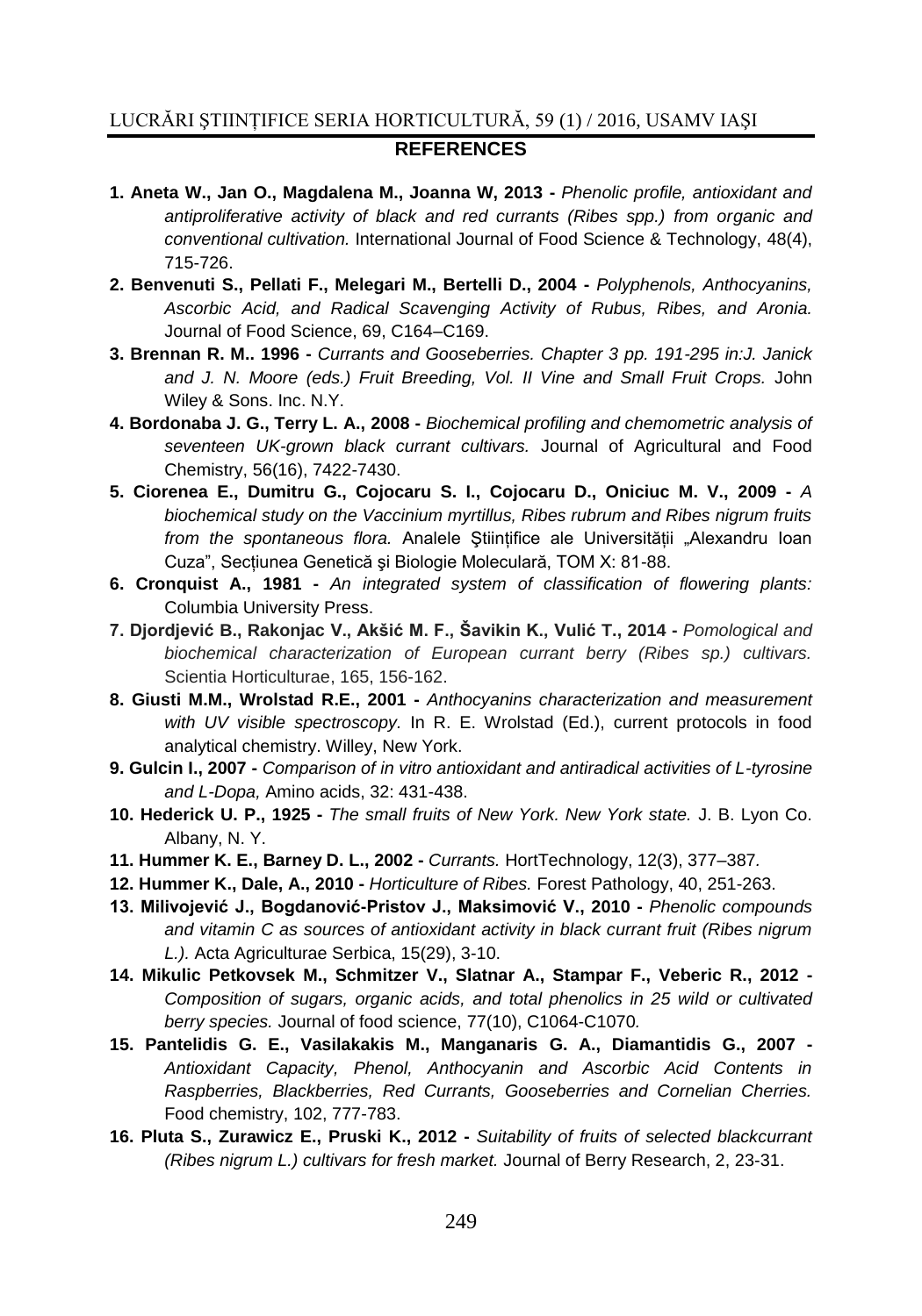## REFERENCES

1. **Aneta W., Jan O., Magdalena M., Joanna W, 2013 -** *Phenolic profile, antioxidant and antiproliferative activity of black and red currants (Ribes spp.) from organic and conventional cultivation.* International Journal of Food Science & Technology, 48(4), 715-726.
2. **Benvenuti S., Pellati F., Melegari M., Bertelli D., 2004 -** *Polyphenols, Anthocyanins, Ascorbic Acid, and Radical Scavenging Activity of Rubus, Ribes, and Aronia.* Journal of Food Science, 69, C164–C169.
3. **Brennan R. M.. 1996 -** *Currants and Gooseberries. Chapter 3 pp. 191-295 in:J. Janick and J. N. Moore (eds.) Fruit Breeding, Vol. II Vine and Small Fruit Crops.* John Wiley & Sons. Inc. N.Y.
4. **Bordonaba J. G., Terry L. A., 2008 -** *Biochemical profiling and chemometric analysis of seventeen UK-grown black currant cultivars.* Journal of Agricultural and Food Chemistry, 56(16), 7422-7430.
5. **Ciorenea E., Dumitru G., Cojocaru S. I., Cojocaru D., Oniciuc M. V., 2009 -** *A biochemical study on the Vaccinium myrtillus, Ribes rubrum and Ribes nigrum fruits from the spontaneous flora.* Analele Ştiinţifice ale Universităţii „Alexandru Ioan Cuza", Secţiunea Genetică şi Biologie Moleculară, TOM X: 81-88.
6. **Cronquist A., 1981 -** *An integrated system of classification of flowering plants:* Columbia University Press.
7. **Djordjević B., Rakonjac V., Akšić M. F., Šavikin K., Vulić T., 2014 -** *Pomological and biochemical characterization of European currant berry (Ribes sp.) cultivars.* Scientia Horticulturae, 165, 156-162.
8. **Giusti M.M., Wrolstad R.E., 2001 -** *Anthocyanins characterization and measurement with UV visible spectroscopy.* In R. E. Wrolstad (Ed.), current protocols in food analytical chemistry. Willey, New York.
9. **Gulcin I., 2007 -** *Comparison of in vitro antioxidant and antiradical activities of L-tyrosine and L-Dopa,* Amino acids, 32: 431-438.
10. **Hederick U. P., 1925 -** *The small fruits of New York. New York state.* J. B. Lyon Co. Albany, N. Y.
11. **Hummer K. E., Barney D. L., 2002 -** *Currants.* HortTechnology, 12(3), 377–387.
12. **Hummer K., Dale, A., 2010 -** *Horticulture of Ribes.* Forest Pathology, 40, 251-263.
13. **Milivojević J., Bogdanović-Pristov J., Maksimović V., 2010 -** *Phenolic compounds and vitamin C as sources of antioxidant activity in black currant fruit (Ribes nigrum L.).* Acta Agriculturae Serbica, 15(29), 3-10.
14. **Mikulic Petkovsek M., Schmitzer V., Slatnar A., Stampar F., Veberic R., 2012 -** *Composition of sugars, organic acids, and total phenolics in 25 wild or cultivated berry species.* Journal of food science, 77(10), C1064-C1070.
15. **Pantelidis G. E., Vasilakakis M., Manganaris G. A., Diamantidis G., 2007 -** *Antioxidant Capacity, Phenol, Anthocyanin and Ascorbic Acid Contents in Raspberries, Blackberries, Red Currants, Gooseberries and Cornelian Cherries.* Food chemistry, 102, 777-783.
16. **Pluta S., Zurawicz E., Pruski K., 2012 -** *Suitability of fruits of selected blackcurrant (Ribes nigrum L.) cultivars for fresh market.* Journal of Berry Research, 2, 23-31.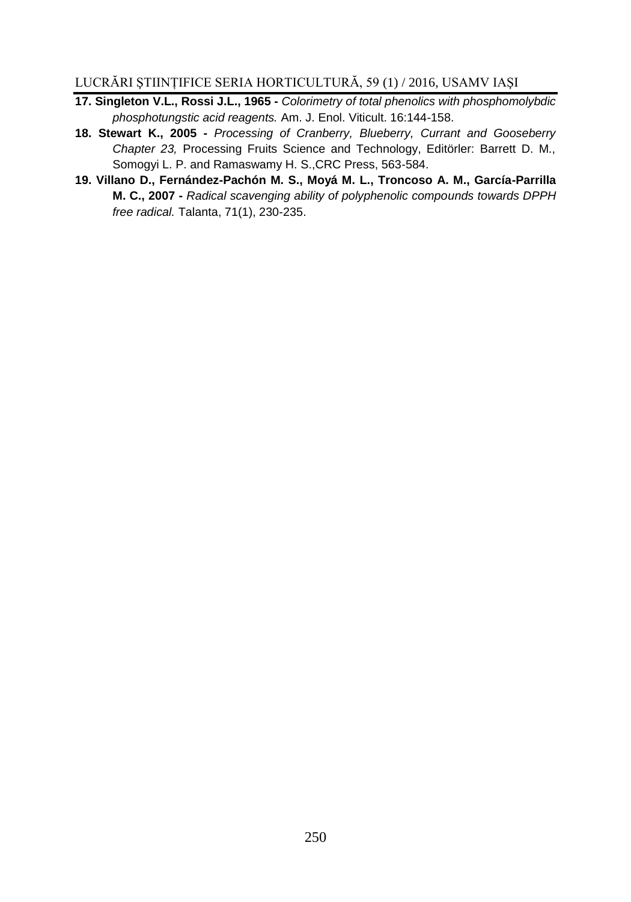**17. Singleton V.L., Rossi J.L., 1965 -** *Colorimetry of total phenolics with phosphomolybdic phosphotungstic acid reagents.* Am. J. Enol. Viticult. 16:144-158.

**18. Stewart K., 2005 -** *Processing of Cranberry, Blueberry, Currant and Gooseberry Chapter 23,* Processing Fruits Science and Technology, Editörler: Barrett D. M., Somogyi L. P. and Ramaswamy H. S.,CRC Press, 563-584.

**19. Villano D., Fernández-Pachón M. S., Moyá M. L., Troncoso A. M., García-Parrilla M. C., 2007 -** *Radical scavenging ability of polyphenolic compounds towards DPPH free radical.* Talanta, 71(1), 230-235.